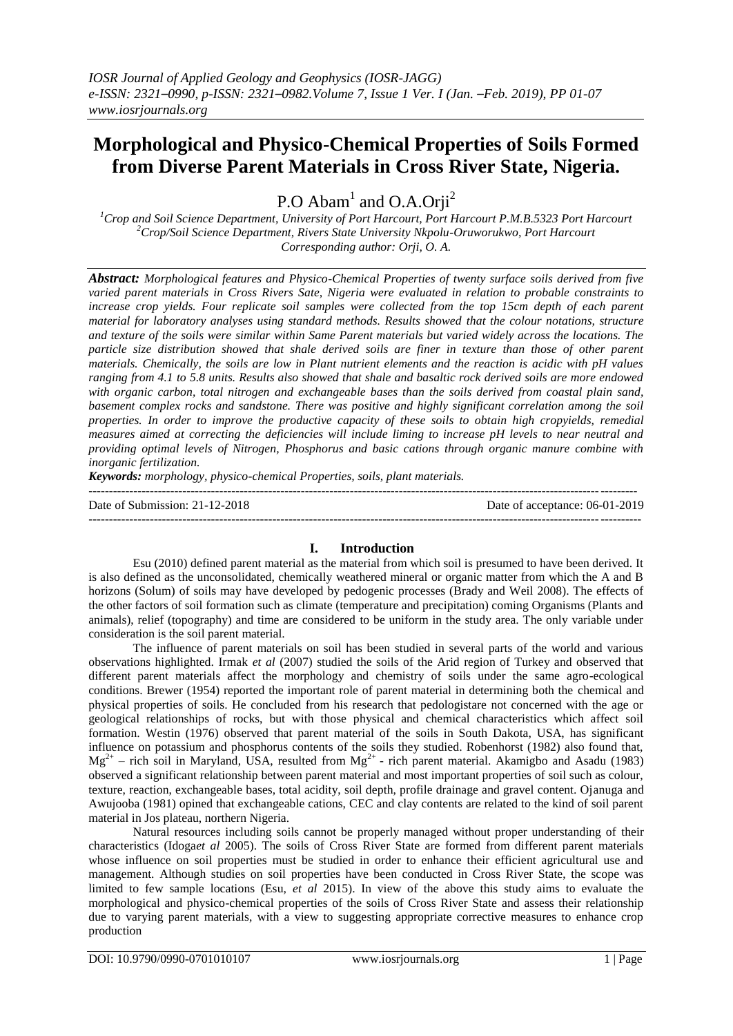# Morphological and Physico-Chemical Properties of Soils Formed from Diverse Parent Materials in Cross River State, Nigeria.

P.O Abam[1] and O.A.Orji[2]

[1]*Crop and Soil Science Department, University of Port Harcourt, Port Harcourt P.M.B.5323 Port Harcourt*
[2]*Crop/Soil Science Department, Rivers State University Nkpolu-Oruworukwo, Port Harcourt*
*Corresponding author: Orji, O. A.*

***Abstract:*** *Morphological features and Physico-Chemical Properties of twenty surface soils derived from five varied parent materials in Cross Rivers Sate, Nigeria were evaluated in relation to probable constraints to increase crop yields. Four replicate soil samples were collected from the top 15cm depth of each parent material for laboratory analyses using standard methods. Results showed that the colour notations, structure and texture of the soils were similar within Same Parent materials but varied widely across the locations. The particle size distribution showed that shale derived soils are finer in texture than those of other parent materials. Chemically, the soils are low in Plant nutrient elements and the reaction is acidic with pH values ranging from 4.1 to 5.8 units. Results also showed that shale and basaltic rock derived soils are more endowed with organic carbon, total nitrogen and exchangeable bases than the soils derived from coastal plain sand, basement complex rocks and sandstone. There was positive and highly significant correlation among the soil properties. In order to improve the productive capacity of these soils to obtain high cropyields, remedial measures aimed at correcting the deficiencies will include liming to increase pH levels to near neutral and providing optimal levels of Nitrogen, Phosphorus and basic cations through organic manure combine with inorganic fertilization.*

***Keywords:*** *morphology, physico-chemical Properties, soils, plant materials.*

---

Date of Submission: 21-12-2018 | Date of acceptance: 06-01-2019

---

## I. Introduction

Esu (2010) defined parent material as the material from which soil is presumed to have been derived. It is also defined as the unconsolidated, chemically weathered mineral or organic matter from which the A and B horizons (Solum) of soils may have developed by pedogenic processes (Brady and Weil 2008). The effects of the other factors of soil formation such as climate (temperature and precipitation) coming Organisms (Plants and animals), relief (topography) and time are considered to be uniform in the study area. The only variable under consideration is the soil parent material.

The influence of parent materials on soil has been studied in several parts of the world and various observations highlighted. Irmak *et al* (2007) studied the soils of the Arid region of Turkey and observed that different parent materials affect the morphology and chemistry of soils under the same agro-ecological conditions. Brewer (1954) reported the important role of parent material in determining both the chemical and physical properties of soils. He concluded from his research that pedologistare not concerned with the age or geological relationships of rocks, but with those physical and chemical characteristics which affect soil formation. Westin (1976) observed that parent material of the soils in South Dakota, USA, has significant influence on potassium and phosphorus contents of the soils they studied. Robenhorst (1982) also found that, $Mg^{2+}$ – rich soil in Maryland, USA, resulted from $Mg^{2+}$ - rich parent material. Akamigbo and Asadu (1983) observed a significant relationship between parent material and most important properties of soil such as colour, texture, reaction, exchangeable bases, total acidity, soil depth, profile drainage and gravel content. Ojanuga and Awujooba (1981) opined that exchangeable cations, CEC and clay contents are related to the kind of soil parent material in Jos plateau, northern Nigeria.

Natural resources including soils cannot be properly managed without proper understanding of their characteristics (Idoga*et al* 2005). The soils of Cross River State are formed from different parent materials whose influence on soil properties must be studied in order to enhance their efficient agricultural use and management. Although studies on soil properties have been conducted in Cross River State, the scope was limited to few sample locations (Esu, *et al* 2015). In view of the above this study aims to evaluate the morphological and physico-chemical properties of the soils of Cross River State and assess their relationship due to varying parent materials, with a view to suggesting appropriate corrective measures to enhance crop production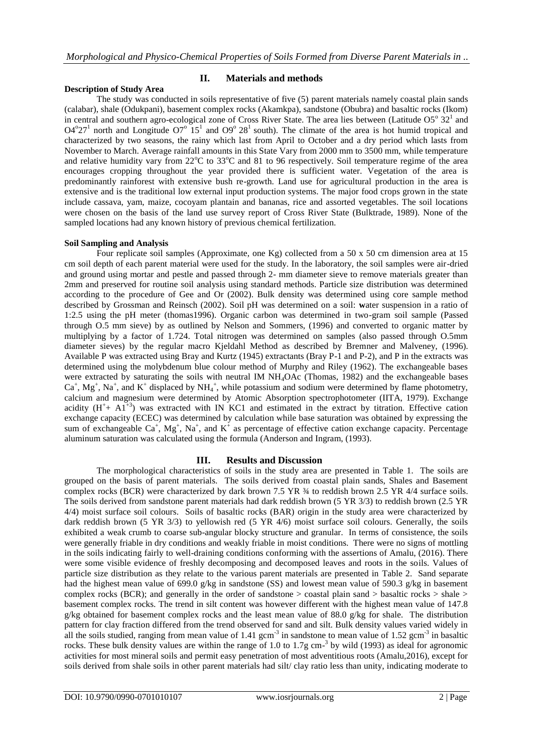## II. Materials and methods

**Description of Study Area**

The study was conducted in soils representative of five (5) parent materials namely coastal plain sands (calabar), shale (Odukpani), basement complex rocks (Akamkpa), sandstone (Obubra) and basaltic rocks (Ikom) in central and southern agro-ecological zone of Cross River State. The area lies between (Latitude O5° 32' and O4°27' north and Longitude O7° 15' and O9° 28' south). The climate of the area is hot humid tropical and characterized by two seasons, the rainy which last from April to October and a dry period which lasts from November to March. Average rainfall amounts in this State Vary from 2000 mm to 3500 mm, while temperature and relative humidity vary from 22°C to 33°C and 81 to 96 respectively. Soil temperature regime of the area encourages cropping throughout the year provided there is sufficient water. Vegetation of the area is predominantly rainforest with extensive bush re-growth. Land use for agricultural production in the area is extensive and is the traditional low external input production systems. The major food crops grown in the state include cassava, yam, maize, cocoyam plantain and bananas, rice and assorted vegetables. The soil locations were chosen on the basis of the land use survey report of Cross River State (Bulktrade, 1989). None of the sampled locations had any known history of previous chemical fertilization.

**Soil Sampling and Analysis**

Four replicate soil samples (Approximate, one Kg) collected from a 50 x 50 cm dimension area at 15 cm soil depth of each parent material were used for the study. In the laboratory, the soil samples were air-dried and ground using mortar and pestle and passed through 2- mm diameter sieve to remove materials greater than 2mm and preserved for routine soil analysis using standard methods. Particle size distribution was determined according to the procedure of Gee and Or (2002). Bulk density was determined using core sample method described by Grossman and Reinsch (2002). Soil pH was determined on a soil: water suspension in a ratio of 1:2.5 using the pH meter (thomas1996). Organic carbon was determined in two-gram soil sample (Passed through O.5 mm sieve) by as outlined by Nelson and Sommers, (1996) and converted to organic matter by multiplying by a factor of 1.724. Total nitrogen was determined on samples (also passed through O.5mm diameter sieves) by the regular macro Kjeldahl Method as described by Bremner and Malveney, (1996). Available P was extracted using Bray and Kurtz (1945) extractants (Bray P-1 and P-2), and P in the extracts was determined using the molybdenum blue colour method of Murphy and Riley (1962). The exchangeable bases were extracted by saturating the soils with neutral IM $NH_4OAc$ (Thomas, 1982) and the exchangeable bases $Ca^+$, $Mg^+$, $Na^+$, and $K^+$ displaced by $NH_4^+$, while potassium and sodium were determined by flame photometry, calcium and magnesium were determined by Atomic Absorption spectrophotometer (IITA, 1979). Exchange acidity ($H^+$+ $A1^{+3}$) was extracted with IN KC1 and estimated in the extract by titration. Effective cation exchange capacity (ECEC) was determined by calculation while base saturation was obtained by expressing the sum of exchangeable $Ca^+$, $Mg^+$, $Na^+$, and $K^+$ as percentage of effective cation exchange capacity. Percentage aluminum saturation was calculated using the formula (Anderson and Ingram, (1993).

## III. Results and Discussion

The morphological characteristics of soils in the study area are presented in Table 1. The soils are grouped on the basis of parent materials. The soils derived from coastal plain sands, Shales and Basement complex rocks (BCR) were characterized by dark brown 7.5 YR ¾ to reddish brown 2.5 YR 4/4 surface soils. The soils derived from sandstone parent materials had dark reddish brown (5 YR 3/3) to reddish brown (2.5 YR 4/4) moist surface soil colours. Soils of basaltic rocks (BAR) origin in the study area were characterized by dark reddish brown (5 YR 3/3) to yellowish red (5 YR 4/6) moist surface soil colours. Generally, the soils exhibited a weak crumb to coarse sub-angular blocky structure and granular. In terms of consistence, the soils were generally friable in dry conditions and weakly friable in moist conditions. There were no signs of mottling in the soils indicating fairly to well-draining conditions conforming with the assertions of Amalu, (2016). There were some visible evidence of freshly decomposing and decomposed leaves and roots in the soils. Values of particle size distribution as they relate to the various parent materials are presented in Table 2. Sand separate had the highest mean value of 699.0 g/kg in sandstone (SS) and lowest mean value of 590.3 g/kg in basement complex rocks (BCR); and generally in the order of sandstone > coastal plain sand > basaltic rocks > shale > basement complex rocks. The trend in silt content was however different with the highest mean value of 147.8 g/kg obtained for basement complex rocks and the least mean value of 88.0 g/kg for shale. The distribution pattern for clay fraction differed from the trend observed for sand and silt. Bulk density values varied widely in all the soils studied, ranging from mean value of 1.41 $gcm^{-3}$ in sandstone to mean value of 1.52 $gcm^{-3}$ in basaltic rocks. These bulk density values are within the range of 1.0 to 1.7g $cm^{-3}$ by wild (1993) as ideal for agronomic activities for most mineral soils and permit easy penetration of most adventitious roots (Amalu,2016), except for soils derived from shale soils in other parent materials had silt/ clay ratio less than unity, indicating moderate to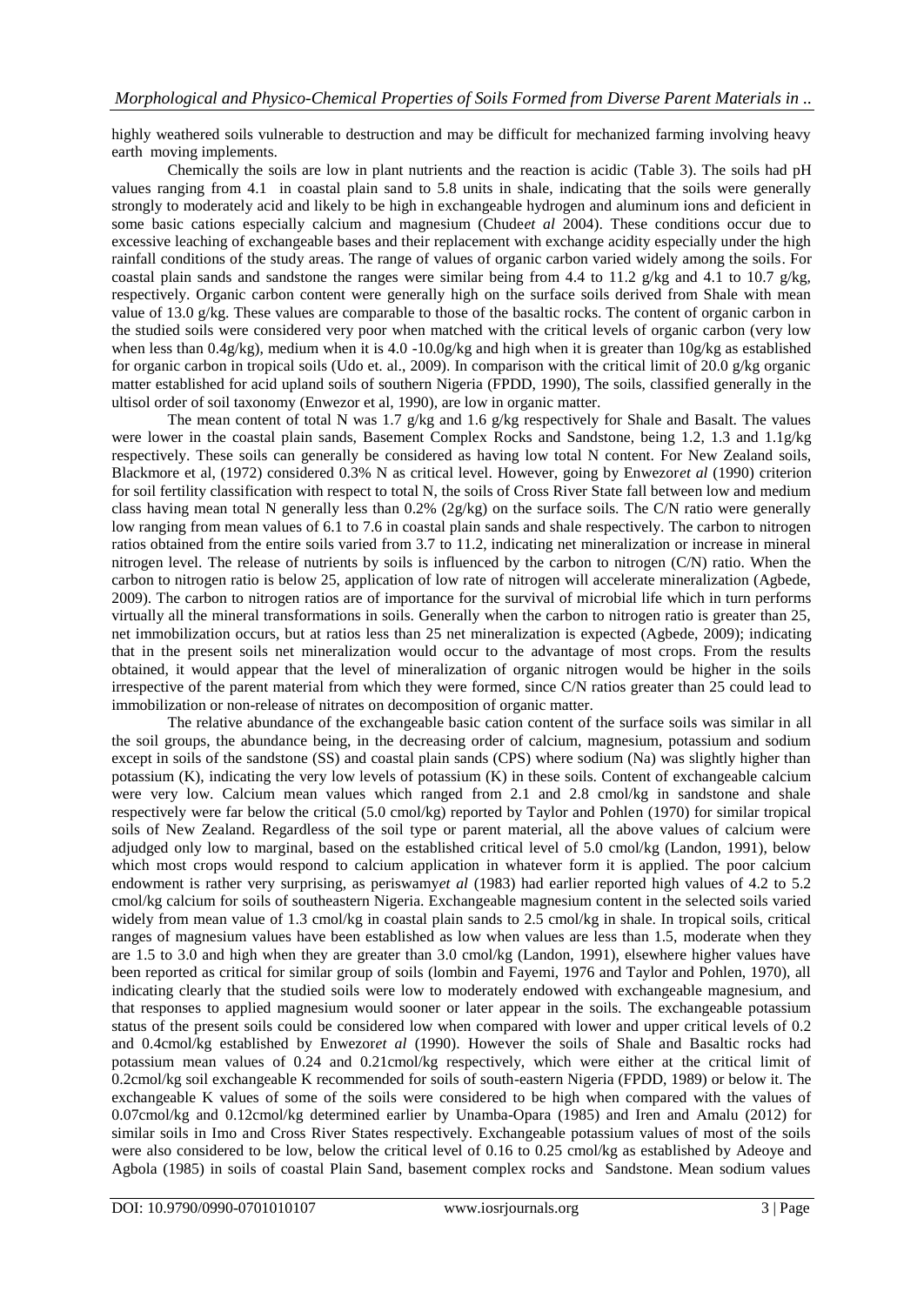highly weathered soils vulnerable to destruction and may be difficult for mechanized farming involving heavy earth moving implements.

Chemically the soils are low in plant nutrients and the reaction is acidic (Table 3). The soils had pH values ranging from 4.1 in coastal plain sand to 5.8 units in shale, indicating that the soils were generally strongly to moderately acid and likely to be high in exchangeable hydrogen and aluminum ions and deficient in some basic cations especially calcium and magnesium (Chude*et al* 2004). These conditions occur due to excessive leaching of exchangeable bases and their replacement with exchange acidity especially under the high rainfall conditions of the study areas. The range of values of organic carbon varied widely among the soils. For coastal plain sands and sandstone the ranges were similar being from 4.4 to 11.2 g/kg and 4.1 to 10.7 g/kg, respectively. Organic carbon content were generally high on the surface soils derived from Shale with mean value of 13.0 g/kg. These values are comparable to those of the basaltic rocks. The content of organic carbon in the studied soils were considered very poor when matched with the critical levels of organic carbon (very low when less than 0.4g/kg), medium when it is 4.0 -10.0g/kg and high when it is greater than 10g/kg as established for organic carbon in tropical soils (Udo et. al., 2009). In comparison with the critical limit of 20.0 g/kg organic matter established for acid upland soils of southern Nigeria (FPDD, 1990), The soils, classified generally in the ultisol order of soil taxonomy (Enwezor et al, 1990), are low in organic matter.

The mean content of total N was 1.7 g/kg and 1.6 g/kg respectively for Shale and Basalt. The values were lower in the coastal plain sands, Basement Complex Rocks and Sandstone, being 1.2, 1.3 and 1.1g/kg respectively. These soils can generally be considered as having low total N content. For New Zealand soils, Blackmore et al, (1972) considered 0.3% N as critical level. However, going by Enwezor*et al* (1990) criterion for soil fertility classification with respect to total N, the soils of Cross River State fall between low and medium class having mean total N generally less than 0.2% (2g/kg) on the surface soils. The C/N ratio were generally low ranging from mean values of 6.1 to 7.6 in coastal plain sands and shale respectively. The carbon to nitrogen ratios obtained from the entire soils varied from 3.7 to 11.2, indicating net mineralization or increase in mineral nitrogen level. The release of nutrients by soils is influenced by the carbon to nitrogen (C/N) ratio. When the carbon to nitrogen ratio is below 25, application of low rate of nitrogen will accelerate mineralization (Agbede, 2009). The carbon to nitrogen ratios are of importance for the survival of microbial life which in turn performs virtually all the mineral transformations in soils. Generally when the carbon to nitrogen ratio is greater than 25, net immobilization occurs, but at ratios less than 25 net mineralization is expected (Agbede, 2009); indicating that in the present soils net mineralization would occur to the advantage of most crops. From the results obtained, it would appear that the level of mineralization of organic nitrogen would be higher in the soils irrespective of the parent material from which they were formed, since C/N ratios greater than 25 could lead to immobilization or non-release of nitrates on decomposition of organic matter.

The relative abundance of the exchangeable basic cation content of the surface soils was similar in all the soil groups, the abundance being, in the decreasing order of calcium, magnesium, potassium and sodium except in soils of the sandstone (SS) and coastal plain sands (CPS) where sodium (Na) was slightly higher than potassium (K), indicating the very low levels of potassium (K) in these soils. Content of exchangeable calcium were very low. Calcium mean values which ranged from 2.1 and 2.8 cmol/kg in sandstone and shale respectively were far below the critical (5.0 cmol/kg) reported by Taylor and Pohlen (1970) for similar tropical soils of New Zealand. Regardless of the soil type or parent material, all the above values of calcium were adjudged only low to marginal, based on the established critical level of 5.0 cmol/kg (Landon, 1991), below which most crops would respond to calcium application in whatever form it is applied. The poor calcium endowment is rather very surprising, as periswamy*et al* (1983) had earlier reported high values of 4.2 to 5.2 cmol/kg calcium for soils of southeastern Nigeria. Exchangeable magnesium content in the selected soils varied widely from mean value of 1.3 cmol/kg in coastal plain sands to 2.5 cmol/kg in shale. In tropical soils, critical ranges of magnesium values have been established as low when values are less than 1.5, moderate when they are 1.5 to 3.0 and high when they are greater than 3.0 cmol/kg (Landon, 1991), elsewhere higher values have been reported as critical for similar group of soils (lombin and Fayemi, 1976 and Taylor and Pohlen, 1970), all indicating clearly that the studied soils were low to moderately endowed with exchangeable magnesium, and that responses to applied magnesium would sooner or later appear in the soils. The exchangeable potassium status of the present soils could be considered low when compared with lower and upper critical levels of 0.2 and 0.4cmol/kg established by Enwezor*et al* (1990). However the soils of Shale and Basaltic rocks had potassium mean values of 0.24 and 0.21cmol/kg respectively, which were either at the critical limit of 0.2cmol/kg soil exchangeable K recommended for soils of south-eastern Nigeria (FPDD, 1989) or below it. The exchangeable K values of some of the soils were considered to be high when compared with the values of 0.07cmol/kg and 0.12cmol/kg determined earlier by Unamba-Opara (1985) and Iren and Amalu (2012) for similar soils in Imo and Cross River States respectively. Exchangeable potassium values of most of the soils were also considered to be low, below the critical level of 0.16 to 0.25 cmol/kg as established by Adeoye and Agbola (1985) in soils of coastal Plain Sand, basement complex rocks and Sandstone. Mean sodium values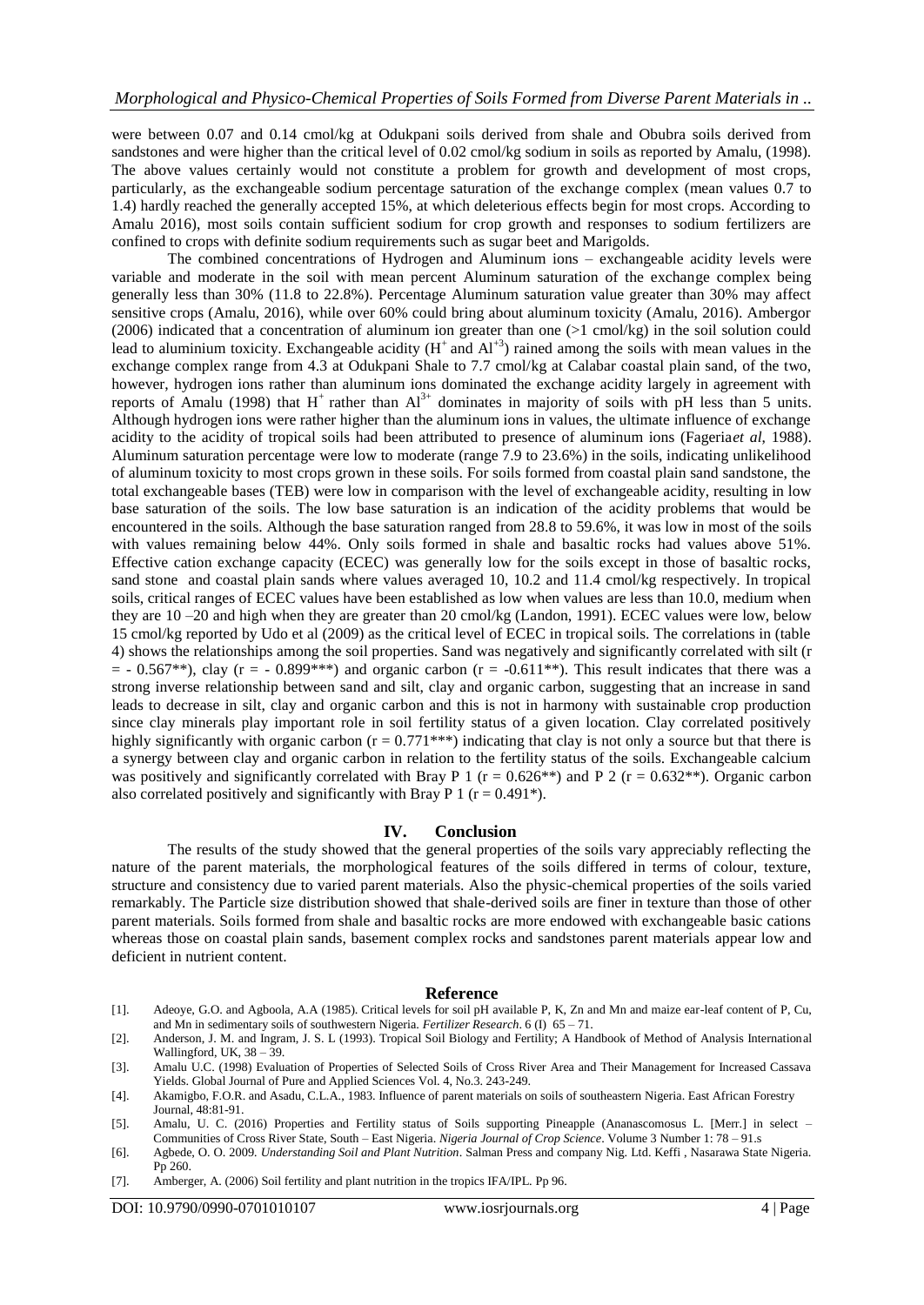were between 0.07 and 0.14 cmol/kg at Odukpani soils derived from shale and Obubra soils derived from sandstones and were higher than the critical level of 0.02 cmol/kg sodium in soils as reported by Amalu, (1998). The above values certainly would not constitute a problem for growth and development of most crops, particularly, as the exchangeable sodium percentage saturation of the exchange complex (mean values 0.7 to 1.4) hardly reached the generally accepted 15%, at which deleterious effects begin for most crops. According to Amalu 2016), most soils contain sufficient sodium for crop growth and responses to sodium fertilizers are confined to crops with definite sodium requirements such as sugar beet and Marigolds.

The combined concentrations of Hydrogen and Aluminum ions – exchangeable acidity levels were variable and moderate in the soil with mean percent Aluminum saturation of the exchange complex being generally less than 30% (11.8 to 22.8%). Percentage Aluminum saturation value greater than 30% may affect sensitive crops (Amalu, 2016), while over 60% could bring about aluminum toxicity (Amalu, 2016). Ambergor (2006) indicated that a concentration of aluminum ion greater than one (>1 cmol/kg) in the soil solution could lead to aluminium toxicity. Exchangeable acidity ($H^+$ and $Al^{+3}$) rained among the soils with mean values in the exchange complex range from 4.3 at Odukpani Shale to 7.7 cmol/kg at Calabar coastal plain sand, of the two, however, hydrogen ions rather than aluminum ions dominated the exchange acidity largely in agreement with reports of Amalu (1998) that $H^+$ rather than $Al^{3+}$ dominates in majority of soils with pH less than 5 units. Although hydrogen ions were rather higher than the aluminum ions in values, the ultimate influence of exchange acidity to the acidity of tropical soils had been attributed to presence of aluminum ions (Fageria*et al*, 1988). Aluminum saturation percentage were low to moderate (range 7.9 to 23.6%) in the soils, indicating unlikelihood of aluminum toxicity to most crops grown in these soils. For soils formed from coastal plain sand sandstone, the total exchangeable bases (TEB) were low in comparison with the level of exchangeable acidity, resulting in low base saturation of the soils. The low base saturation is an indication of the acidity problems that would be encountered in the soils. Although the base saturation ranged from 28.8 to 59.6%, it was low in most of the soils with values remaining below 44%. Only soils formed in shale and basaltic rocks had values above 51%. Effective cation exchange capacity (ECEC) was generally low for the soils except in those of basaltic rocks, sand stone and coastal plain sands where values averaged 10, 10.2 and 11.4 cmol/kg respectively. In tropical soils, critical ranges of ECEC values have been established as low when values are less than 10.0, medium when they are 10 –20 and high when they are greater than 20 cmol/kg (Landon, 1991). ECEC values were low, below 15 cmol/kg reported by Udo et al (2009) as the critical level of ECEC in tropical soils. The correlations in (table 4) shows the relationships among the soil properties. Sand was negatively and significantly correlated with silt (r = - 0.567**), clay (r = - 0.899***) and organic carbon (r = -0.611**). This result indicates that there was a strong inverse relationship between sand and silt, clay and organic carbon, suggesting that an increase in sand leads to decrease in silt, clay and organic carbon and this is not in harmony with sustainable crop production since clay minerals play important role in soil fertility status of a given location. Clay correlated positively highly significantly with organic carbon (r = 0.771***) indicating that clay is not only a source but that there is a synergy between clay and organic carbon in relation to the fertility status of the soils. Exchangeable calcium was positively and significantly correlated with Bray P 1 (r = 0.626**) and P 2 (r = 0.632**). Organic carbon also correlated positively and significantly with Bray P 1 (r = 0.491*).

## IV. Conclusion

The results of the study showed that the general properties of the soils vary appreciably reflecting the nature of the parent materials, the morphological features of the soils differed in terms of colour, texture, structure and consistency due to varied parent materials. Also the physic-chemical properties of the soils varied remarkably. The Particle size distribution showed that shale-derived soils are finer in texture than those of other parent materials. Soils formed from shale and basaltic rocks are more endowed with exchangeable basic cations whereas those on coastal plain sands, basement complex rocks and sandstones parent materials appear low and deficient in nutrient content.

## Reference

[1]. Adeoye, G.O. and Agboola, A.A (1985). Critical levels for soil pH available P, K, Zn and Mn and maize ear-leaf content of P, Cu, and Mn in sedimentary soils of southwestern Nigeria. *Fertilizer Research*. 6 (I) 65 – 71.

[2]. Anderson, J. M. and Ingram, J. S. L (1993). Tropical Soil Biology and Fertility; A Handbook of Method of Analysis International Wallingford, UK, 38 – 39.

[3]. Amalu U.C. (1998) Evaluation of Properties of Selected Soils of Cross River Area and Their Management for Increased Cassava Yields. Global Journal of Pure and Applied Sciences Vol. 4, No.3. 243-249.

[4]. Akamigbo, F.O.R. and Asadu, C.L.A., 1983. Influence of parent materials on soils of southeastern Nigeria. East African Forestry Journal, 48:81-91.

[5]. Amalu, U. C. (2016) Properties and Fertility status of Soils supporting Pineapple (Ananascomosus L. [Merr.] in select – Communities of Cross River State, South – East Nigeria. *Nigeria Journal of Crop Science*. Volume 3 Number 1: 78 – 91.s

[6]. Agbede, O. O. 2009. *Understanding Soil and Plant Nutrition*. Salman Press and company Nig. Ltd. Keffi , Nasarawa State Nigeria. Pp 260.

[7]. Amberger, A. (2006) Soil fertility and plant nutrition in the tropics IFA/IPL. Pp 96.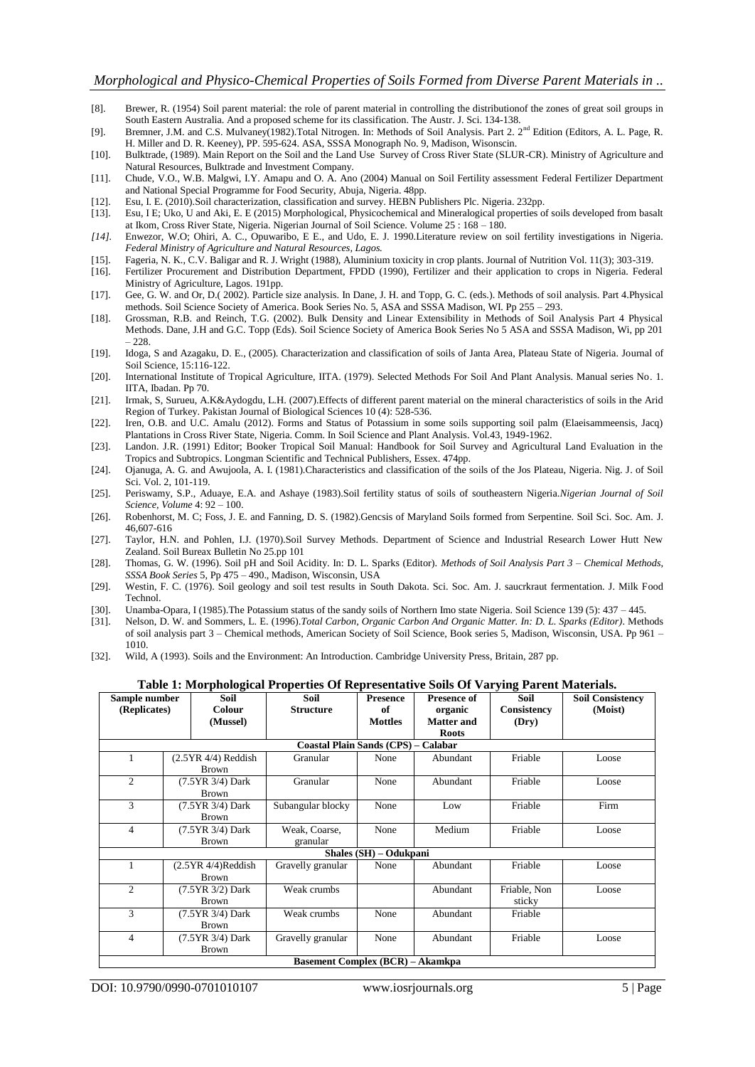[8]. Brewer, R. (1954) Soil parent material: the role of parent material in controlling the distributionof the zones of great soil groups in South Eastern Australia. And a proposed scheme for its classification. The Austr. J. Sci. 134-138.

[9]. Bremner, J.M. and C.S. Mulvaney(1982).Total Nitrogen. In: Methods of Soil Analysis. Part 2. 2nd Edition (Editors, A. L. Page, R. H. Miller and D. R. Keeney), PP. 595-624. ASA, SSSA Monograph No. 9, Madison, Wisonscin.

[10]. Bulktrade, (1989). Main Report on the Soil and the Land Use Survey of Cross River State (SLUR-CR). Ministry of Agriculture and Natural Resources, Bulktrade and Investment Company.

[11]. Chude, V.O., W.B. Malgwi, I.Y. Amapu and O. A. Ano (2004) Manual on Soil Fertility assessment Federal Fertilizer Department and National Special Programme for Food Security, Abuja, Nigeria. 48pp.

[12]. Esu, I. E. (2010).Soil characterization, classification and survey. HEBN Publishers Plc. Nigeria. 232pp.

[13]. Esu, I E; Uko, U and Aki, E. E (2015) Morphological, Physicochemical and Mineralogical properties of soils developed from basalt at Ikom, Cross River State, Nigeria. Nigerian Journal of Soil Science. Volume 25 : 168 – 180.

*[14].* Enwezor, W.O; Ohiri, A. C., Opuwaribo, E E., and Udo, E. J. 1990.Literature review on soil fertility investigations in Nigeria. *Federal Ministry of Agriculture and Natural Resources, Lagos.*

[15]. Fageria, N. K., C.V. Baligar and R. J. Wright (1988), Aluminium toxicity in crop plants. Journal of Nutrition Vol. 11(3); 303-319.

[16]. Fertilizer Procurement and Distribution Department, FPDD (1990), Fertilizer and their application to crops in Nigeria. Federal Ministry of Agriculture, Lagos. 191pp.

[17]. Gee, G. W. and Or, D.( 2002). Particle size analysis. In Dane, J. H. and Topp, G. C. (eds.). Methods of soil analysis. Part 4.Physical methods. Soil Science Society of America. Book Series No. 5, ASA and SSSA Madison, WI. Pp 255 – 293.

[18]. Grossman, R.B. and Reinch, T.G. (2002). Bulk Density and Linear Extensibility in Methods of Soil Analysis Part 4 Physical Methods. Dane, J.H and G.C. Topp (Eds). Soil Science Society of America Book Series No 5 ASA and SSSA Madison, Wi, pp 201 – 228.

[19]. Idoga, S and Azagaku, D. E., (2005). Characterization and classification of soils of Janta Area, Plateau State of Nigeria. Journal of Soil Science, 15:116-122.

[20]. International Institute of Tropical Agriculture, IITA. (1979). Selected Methods For Soil And Plant Analysis. Manual series No. 1. IITA, Ibadan. Pp 70.

[21]. Irmak, S, Surueu, A.K&Aydogdu, L.H. (2007).Effects of different parent material on the mineral characteristics of soils in the Arid Region of Turkey. Pakistan Journal of Biological Sciences 10 (4): 528-536.

[22]. Iren, O.B. and U.C. Amalu (2012). Forms and Status of Potassium in some soils supporting soil palm (Elaeisammeensis, Jacq) Plantations in Cross River State, Nigeria. Comm. In Soil Science and Plant Analysis. Vol.43, 1949-1962.

[23]. Landon. J.R. (1991) Editor; Booker Tropical Soil Manual: Handbook for Soil Survey and Agricultural Land Evaluation in the Tropics and Subtropics. Longman Scientific and Technical Publishers, Essex. 474pp.

[24]. Ojanuga, A. G. and Awujoola, A. I. (1981).Characteristics and classification of the soils of the Jos Plateau, Nigeria. Nig. J. of Soil Sci. Vol. 2, 101-119.

[25]. Periswamy, S.P., Aduaye, E.A. and Ashaye (1983).Soil fertility status of soils of southeastern Nigeria.*Nigerian Journal of Soil Science, Volume* 4: 92 – 100.

[26]. Robenhorst, M. C; Foss, J. E. and Fanning, D. S. (1982).Gencsis of Maryland Soils formed from Serpentine. Soil Sci. Soc. Am. J. 46,607-616

[27]. Taylor, H.N. and Pohlen, I.J. (1970).Soil Survey Methods. Department of Science and Industrial Research Lower Hutt New Zealand. Soil Bureax Bulletin No 25.pp 101

[28]. Thomas, G. W. (1996). Soil pH and Soil Acidity. In: D. L. Sparks (Editor). *Methods of Soil Analysis Part 3 – Chemical Methods, SSSA Book Series* 5, Pp 475 – 490., Madison, Wisconsin, USA

[29]. Westin, F. C. (1976). Soil geology and soil test results in South Dakota. Sci. Soc. Am. J. saucrkraut fermentation. J. Milk Food Technol.

[30]. Unamba-Opara, I (1985).The Potassium status of the sandy soils of Northern Imo state Nigeria. Soil Science 139 (5): 437 – 445.

[31]. Nelson, D. W. and Sommers, L. E. (1996).*Total Carbon, Organic Carbon And Organic Matter. In: D. L. Sparks (Editor)*. Methods of soil analysis part 3 – Chemical methods, American Society of Soil Science, Book series 5, Madison, Wisconsin, USA. Pp 961 – 1010.

[32]. Wild, A (1993). Soils and the Environment: An Introduction. Cambridge University Press, Britain, 287 pp.

**Table 1: Morphological Properties Of Representative Soils Of Varying Parent Materials.**

| Sample number (Replicates) | Soil Colour (Mussel) | Soil Structure | Presence of Mottles | Presence of organic Matter and Roots | Soil Consistency (Dry) | Soil Consistency (Moist) |
|---|---|---|---|---|---|---|
| **Coastal Plain Sands (CPS) – Calabar** | | | | | | |
| 1 | (2.5YR 4/4) Reddish Brown | Granular | None | Abundant | Friable | Loose |
| 2 | (7.5YR 3/4) Dark Brown | Granular | None | Abundant | Friable | Loose |
| 3 | (7.5YR 3/4) Dark Brown | Subangular blocky | None | Low | Friable | Firm |
| 4 | (7.5YR 3/4) Dark Brown | Weak, Coarse, granular | None | Medium | Friable | Loose |
| **Shales (SH) – Odukpani** | | | | | | |
| 1 | (2.5YR 4/4)Reddish Brown | Gravelly granular | None | Abundant | Friable | Loose |
| 2 | (7.5YR 3/2) Dark Brown | Weak crumbs | | Abundant | Friable, Non sticky | Loose |
| 3 | (7.5YR 3/4) Dark Brown | Weak crumbs | None | Abundant | Friable | |
| 4 | (7.5YR 3/4) Dark Brown | Gravelly granular | None | Abundant | Friable | Loose |
| **Basement Complex (BCR) – Akamkpa** | | | | | | |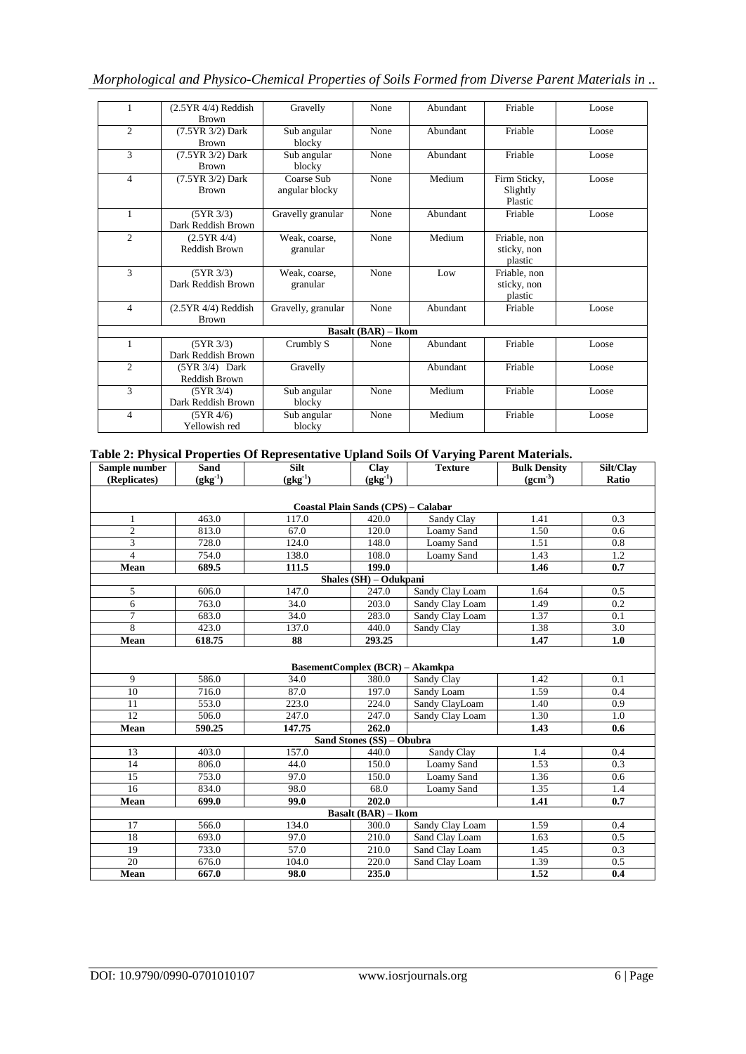| 1 | (2.5YR 4/4) Reddish Brown | Gravelly | None | Abundant | Friable | Loose |
|---|---|---|---|---|---|---|
| 2 | (7.5YR 3/2) Dark Brown | Sub angular blocky | None | Abundant | Friable | Loose |
| 3 | (7.5YR 3/2) Dark Brown | Sub angular blocky | None | Abundant | Friable | Loose |
| 4 | (7.5YR 3/2) Dark Brown | Coarse Sub angular blocky | None | Medium | Firm Sticky, Slightly Plastic | Loose |
| 1 | (5YR 3/3) Dark Reddish Brown | Gravelly granular | None | Abundant | Friable | Loose |
| 2 | (2.5YR 4/4) Reddish Brown | Weak, coarse, granular | None | Medium | Friable, non sticky, non plastic | |
| 3 | (5YR 3/3) Dark Reddish Brown | Weak, coarse, granular | None | Low | Friable, non sticky, non plastic | |
| 4 | (2.5YR 4/4) Reddish Brown | Gravelly, granular | None | Abundant | Friable | Loose |
| | | | **Basalt (BAR) – Ikom** | | | |
| 1 | (5YR 3/3) Dark Reddish Brown | Crumbly S | None | Abundant | Friable | Loose |
| 2 | (5YR 3/4) Dark Reddish Brown | Gravelly | | Abundant | Friable | Loose |
| 3 | (5YR 3/4) Dark Reddish Brown | Sub angular blocky | None | Medium | Friable | Loose |
| 4 | (5YR 4/6) Yellowish red | Sub angular blocky | None | Medium | Friable | Loose |

**Table 2: Physical Properties Of Representative Upland Soils Of Varying Parent Materials.**

| Sample number (Replicates) | Sand ($gkg^{-1}$) | Silt ($gkg^{-1}$) | Clay ($gkg^{-1}$) | Texture | Bulk Density ($gcm^{-3}$) | Silt/Clay Ratio |
|---|---|---|---|---|---|---|
| | | | **Coastal Plain Sands (CPS) – Calabar** | | | |
| 1 | 463.0 | 117.0 | 420.0 | Sandy Clay | 1.41 | 0.3 |
| 2 | 813.0 | 67.0 | 120.0 | Loamy Sand | 1.50 | 0.6 |
| 3 | 728.0 | 124.0 | 148.0 | Loamy Sand | 1.51 | 0.8 |
| 4 | 754.0 | 138.0 | 108.0 | Loamy Sand | 1.43 | 1.2 |
| **Mean** | **689.5** | **111.5** | **199.0** | | **1.46** | **0.7** |
| | | | **Shales (SH) – Odukpani** | | | |
| 5 | 606.0 | 147.0 | 247.0 | Sandy Clay Loam | 1.64 | 0.5 |
| 6 | 763.0 | 34.0 | 203.0 | Sandy Clay Loam | 1.49 | 0.2 |
| 7 | 683.0 | 34.0 | 283.0 | Sandy Clay Loam | 1.37 | 0.1 |
| 8 | 423.0 | 137.0 | 440.0 | Sandy Clay | 1.38 | 3.0 |
| **Mean** | **618.75** | **88** | **293.25** | | **1.47** | **1.0** |
| | | | **BasementComplex (BCR) – Akamkpa** | | | |
| 9 | 586.0 | 34.0 | 380.0 | Sandy Clay | 1.42 | 0.1 |
| 10 | 716.0 | 87.0 | 197.0 | Sandy Loam | 1.59 | 0.4 |
| 11 | 553.0 | 223.0 | 224.0 | Sandy ClayLoam | 1.40 | 0.9 |
| 12 | 506.0 | 247.0 | 247.0 | Sandy Clay Loam | 1.30 | 1.0 |
| **Mean** | **590.25** | **147.75** | **262.0** | | **1.43** | **0.6** |
| | | | **Sand Stones (SS) – Obubra** | | | |
| 13 | 403.0 | 157.0 | 440.0 | Sandy Clay | 1.4 | 0.4 |
| 14 | 806.0 | 44.0 | 150.0 | Loamy Sand | 1.53 | 0.3 |
| 15 | 753.0 | 97.0 | 150.0 | Loamy Sand | 1.36 | 0.6 |
| 16 | 834.0 | 98.0 | 68.0 | Loamy Sand | 1.35 | 1.4 |
| **Mean** | **699.0** | **99.0** | **202.0** | | **1.41** | **0.7** |
| | | | **Basalt (BAR) – Ikom** | | | |
| 17 | 566.0 | 134.0 | 300.0 | Sandy Clay Loam | 1.59 | 0.4 |
| 18 | 693.0 | 97.0 | 210.0 | Sand Clay Loam | 1.63 | 0.5 |
| 19 | 733.0 | 57.0 | 210.0 | Sand Clay Loam | 1.45 | 0.3 |
| 20 | 676.0 | 104.0 | 220.0 | Sand Clay Loam | 1.39 | 0.5 |
| **Mean** | **667.0** | **98.0** | **235.0** | | **1.52** | **0.4** |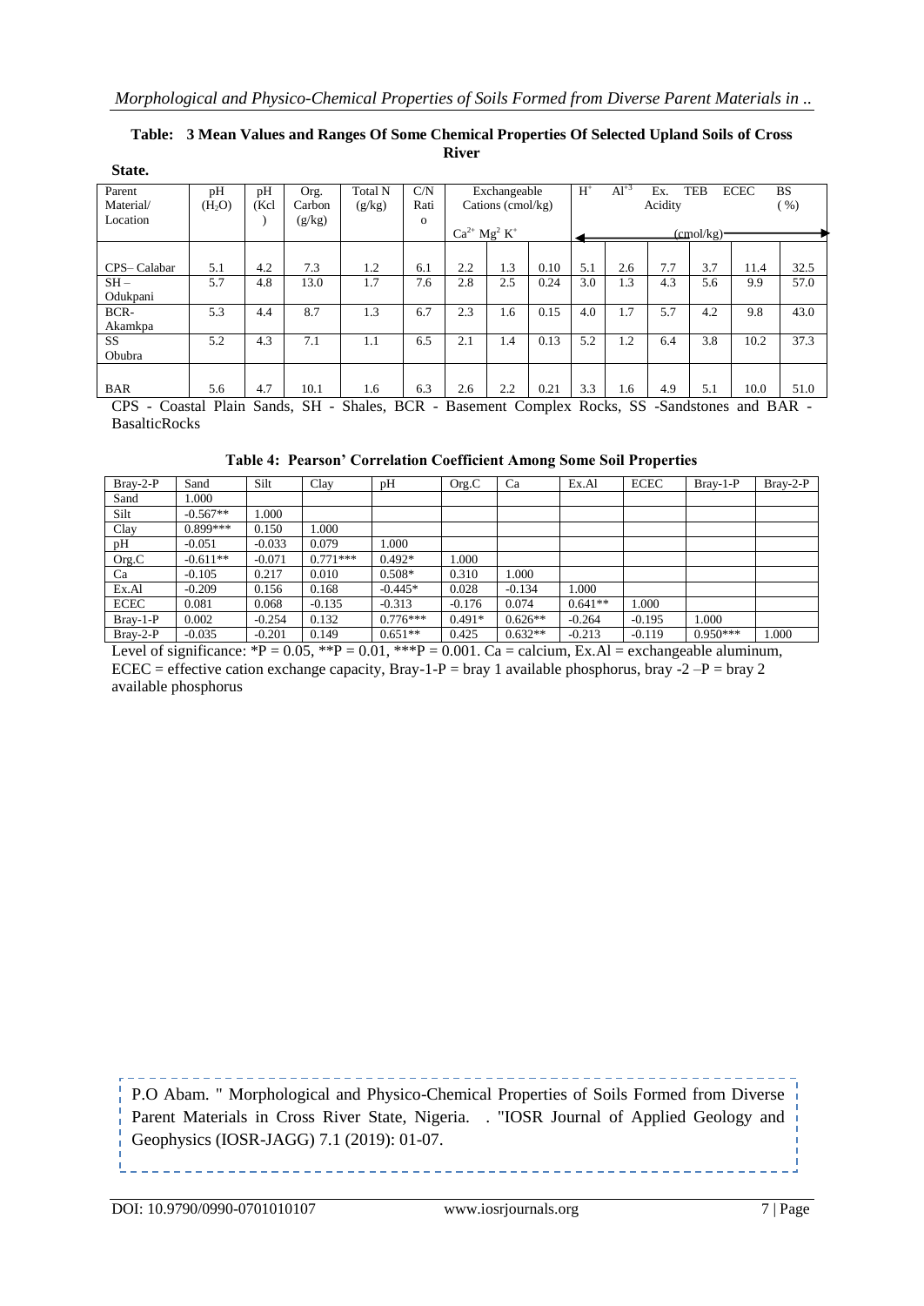**Table: 3 Mean Values and Ranges Of Some Chemical Properties Of Selected Upland Soils of Cross River State.**

| Parent Material/ Location | pH ($H_2O$) | pH (Kcl) | Org. Carbon (g/kg) | Total N (g/kg) | C/N Ratio | Exchangeable Cations (cmol/kg) | | | $H^+$ | $Al^{+3}$ | Ex. Acidity | TEB | ECEC | BS (%) |
|---|---|---|---|---|---|---|---|---|---|---|---|---|---|---|
| | | | | | | $Ca^{2+}$ | $Mg^{2}$ | $K^+$ | (cmol/kg) | | | | | |
| CPS– Calabar | 5.1 | 4.2 | 7.3 | 1.2 | 6.1 | 2.2 | 1.3 | 0.10 | 5.1 | 2.6 | 7.7 | 3.7 | 11.4 | 32.5 |
| SH – Odukpani | 5.7 | 4.8 | 13.0 | 1.7 | 7.6 | 2.8 | 2.5 | 0.24 | 3.0 | 1.3 | 4.3 | 5.6 | 9.9 | 57.0 |
| BCR- Akamkpa | 5.3 | 4.4 | 8.7 | 1.3 | 6.7 | 2.3 | 1.6 | 0.15 | 4.0 | 1.7 | 5.7 | 4.2 | 9.8 | 43.0 |
| SS Obubra | 5.2 | 4.3 | 7.1 | 1.1 | 6.5 | 2.1 | 1.4 | 0.13 | 5.2 | 1.2 | 6.4 | 3.8 | 10.2 | 37.3 |
| BAR | 5.6 | 4.7 | 10.1 | 1.6 | 6.3 | 2.6 | 2.2 | 0.21 | 3.3 | 1.6 | 4.9 | 5.1 | 10.0 | 51.0 |

CPS - Coastal Plain Sands, SH - Shales, BCR - Basement Complex Rocks, SS -Sandstones and BAR - BasalticRocks

**Table 4: Pearson' Correlation Coefficient Among Some Soil Properties**

| Bray-2-P | Sand | Silt | Clay | pH | Org.C | Ca | Ex.Al | ECEC | Bray-1-P | Bray-2-P |
|---|---|---|---|---|---|---|---|---|---|---|
| Sand | 1.000 | | | | | | | | | |
| Silt | -0.567** | 1.000 | | | | | | | | |
| Clay | 0.899*** | 0.150 | 1.000 | | | | | | | |
| pH | -0.051 | -0.033 | 0.079 | 1.000 | | | | | | |
| Org.C | -0.611** | -0.071 | 0.771*** | 0.492* | 1.000 | | | | | |
| Ca | -0.105 | 0.217 | 0.010 | 0.508* | 0.310 | 1.000 | | | | |
| Ex.Al | -0.209 | 0.156 | 0.168 | -0.445* | 0.028 | -0.134 | 1.000 | | | |
| ECEC | 0.081 | 0.068 | -0.135 | -0.313 | -0.176 | 0.074 | 0.641** | 1.000 | | |
| Bray-1-P | 0.002 | -0.254 | 0.132 | 0.776*** | 0.491* | 0.626** | -0.264 | -0.195 | 1.000 | |
| Bray-2-P | -0.035 | -0.201 | 0.149 | 0.651** | 0.425 | 0.632** | -0.213 | -0.119 | 0.950*** | 1.000 |

Level of significance: *P = 0.05, **P = 0.01, ***P = 0.001. Ca = calcium, Ex.Al = exchangeable aluminum, ECEC = effective cation exchange capacity, Bray-1-P = bray 1 available phosphorus, bray -2 –P = bray 2 available phosphorus

P.O Abam. " Morphological and Physico-Chemical Properties of Soils Formed from Diverse Parent Materials in Cross River State, Nigeria. . "IOSR Journal of Applied Geology and Geophysics (IOSR-JAGG) 7.1 (2019): 01-07.